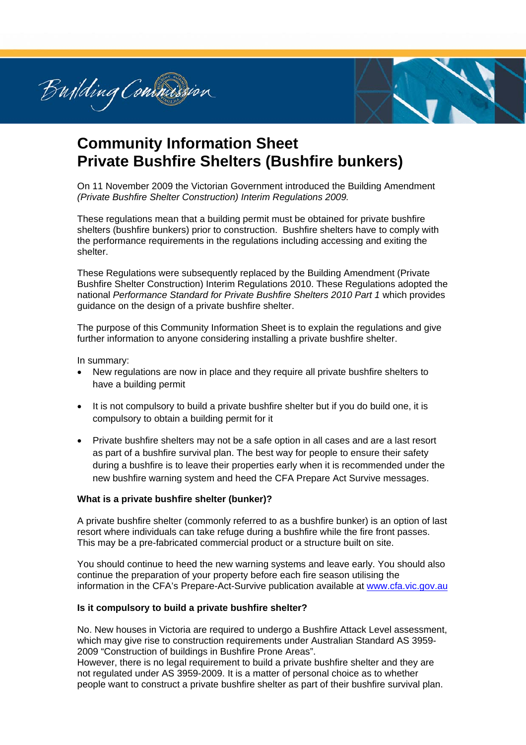# Community Information Sheet
# Private Bushfire Shelters (Bushfire bunkers)

On 11 November 2009 the Victorian Government introduced the Building Amendment *(Private Bushfire Shelter Construction) Interim Regulations 2009.*

These regulations mean that a building permit must be obtained for private bushfire shelters (bushfire bunkers) prior to construction. Bushfire shelters have to comply with the performance requirements in the regulations including accessing and exiting the shelter.

These Regulations were subsequently replaced by the Building Amendment (Private Bushfire Shelter Construction) Interim Regulations 2010. These Regulations adopted the national *Performance Standard for Private Bushfire Shelters 2010 Part 1* which provides guidance on the design of a private bushfire shelter.

The purpose of this Community Information Sheet is to explain the regulations and give further information to anyone considering installing a private bushfire shelter.

In summary:

- New regulations are now in place and they require all private bushfire shelters to have a building permit
- It is not compulsory to build a private bushfire shelter but if you do build one, it is compulsory to obtain a building permit for it
- Private bushfire shelters may not be a safe option in all cases and are a last resort as part of a bushfire survival plan. The best way for people to ensure their safety during a bushfire is to leave their properties early when it is recommended under the new bushfire warning system and heed the CFA Prepare Act Survive messages.

**What is a private bushfire shelter (bunker)?**

A private bushfire shelter (commonly referred to as a bushfire bunker) is an option of last resort where individuals can take refuge during a bushfire while the fire front passes. This may be a pre-fabricated commercial product or a structure built on site.

You should continue to heed the new warning systems and leave early. You should also continue the preparation of your property before each fire season utilising the information in the CFA's Prepare-Act-Survive publication available at www.cfa.vic.gov.au

**Is it compulsory to build a private bushfire shelter?**

No. New houses in Victoria are required to undergo a Bushfire Attack Level assessment, which may give rise to construction requirements under Australian Standard AS 3959-2009 "Construction of buildings in Bushfire Prone Areas".
However, there is no legal requirement to build a private bushfire shelter and they are not regulated under AS 3959-2009. It is a matter of personal choice as to whether people want to construct a private bushfire shelter as part of their bushfire survival plan.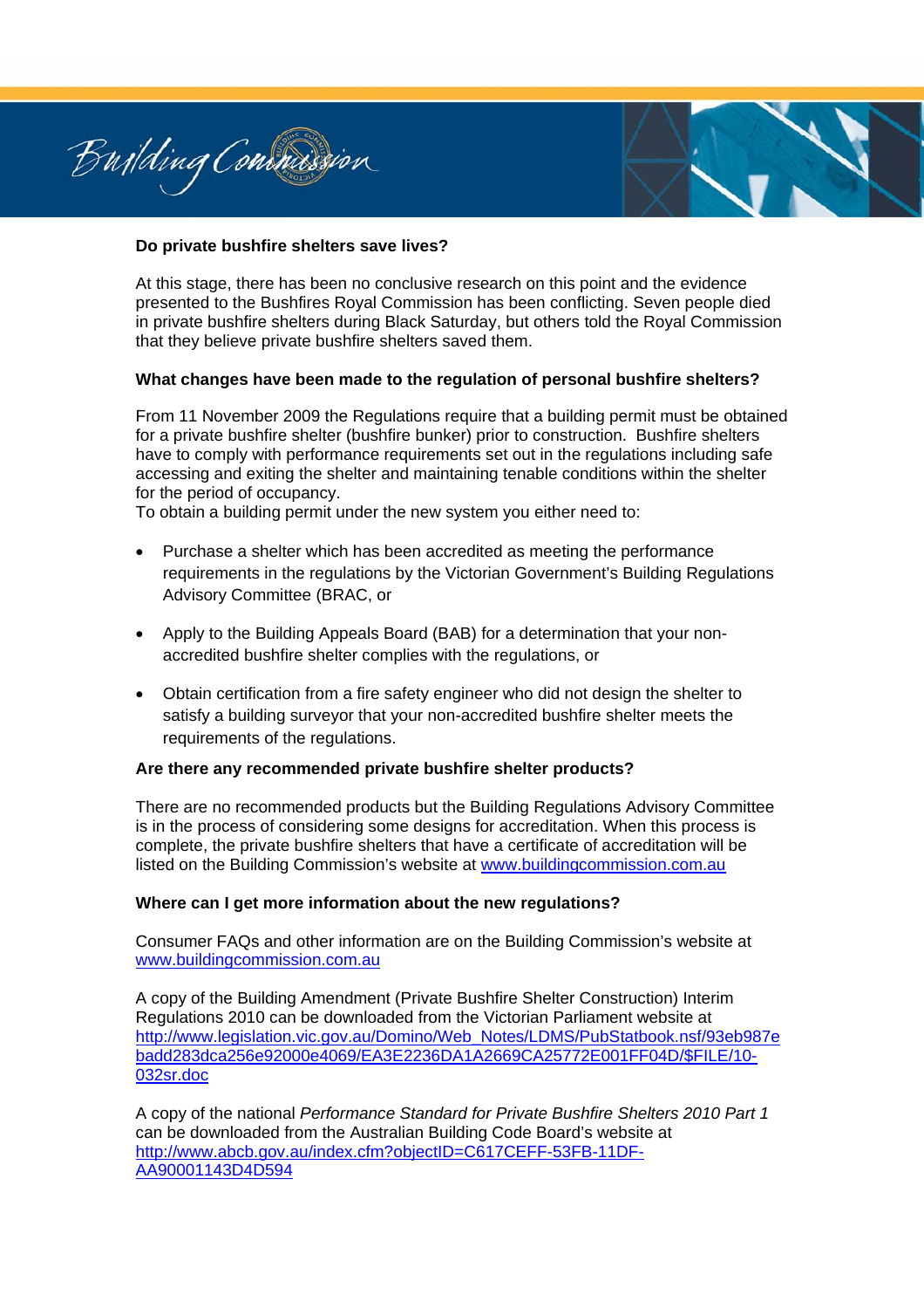**Do private bushfire shelters save lives?**

At this stage, there has been no conclusive research on this point and the evidence presented to the Bushfires Royal Commission has been conflicting. Seven people died in private bushfire shelters during Black Saturday, but others told the Royal Commission that they believe private bushfire shelters saved them.

**What changes have been made to the regulation of personal bushfire shelters?**

From 11 November 2009 the Regulations require that a building permit must be obtained for a private bushfire shelter (bushfire bunker) prior to construction. Bushfire shelters have to comply with performance requirements set out in the regulations including safe accessing and exiting the shelter and maintaining tenable conditions within the shelter for the period of occupancy.
To obtain a building permit under the new system you either need to:

- Purchase a shelter which has been accredited as meeting the performance requirements in the regulations by the Victorian Government's Building Regulations Advisory Committee (BRAC, or
- Apply to the Building Appeals Board (BAB) for a determination that your non-accredited bushfire shelter complies with the regulations, or
- Obtain certification from a fire safety engineer who did not design the shelter to satisfy a building surveyor that your non-accredited bushfire shelter meets the requirements of the regulations.

**Are there any recommended private bushfire shelter products?**

There are no recommended products but the Building Regulations Advisory Committee is in the process of considering some designs for accreditation. When this process is complete, the private bushfire shelters that have a certificate of accreditation will be listed on the Building Commission's website at www.buildingcommission.com.au

**Where can I get more information about the new regulations?**

Consumer FAQs and other information are on the Building Commission's website at www.buildingcommission.com.au

A copy of the Building Amendment (Private Bushfire Shelter Construction) Interim Regulations 2010 can be downloaded from the Victorian Parliament website at http://www.legislation.vic.gov.au/Domino/Web_Notes/LDMS/PubStatbook.nsf/93eb987ebadd283dca256e92000e4069/EA3E2236DA1A2669CA25772E001FF04D/$FILE/10-032sr.doc

A copy of the national *Performance Standard for Private Bushfire Shelters 2010 Part 1* can be downloaded from the Australian Building Code Board's website at http://www.abcb.gov.au/index.cfm?objectID=C617CEFF-53FB-11DF-AA90001143D4D594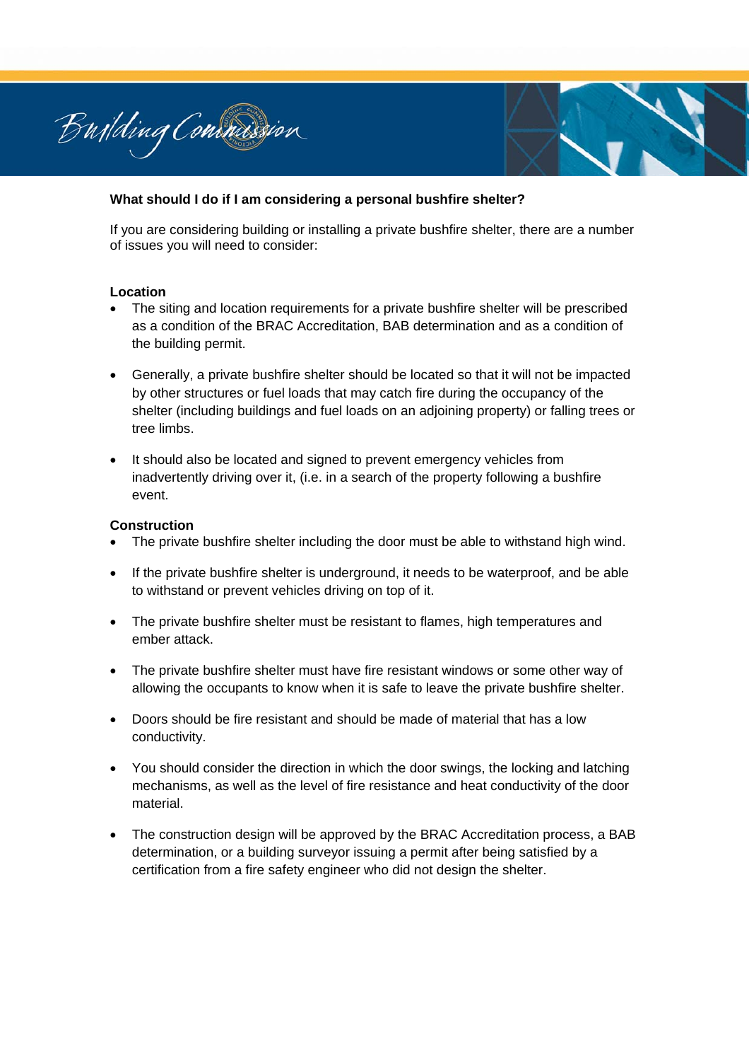**What should I do if I am considering a personal bushfire shelter?**

If you are considering building or installing a private bushfire shelter, there are a number of issues you will need to consider:

**Location**

- The siting and location requirements for a private bushfire shelter will be prescribed as a condition of the BRAC Accreditation, BAB determination and as a condition of the building permit.
- Generally, a private bushfire shelter should be located so that it will not be impacted by other structures or fuel loads that may catch fire during the occupancy of the shelter (including buildings and fuel loads on an adjoining property) or falling trees or tree limbs.
- It should also be located and signed to prevent emergency vehicles from inadvertently driving over it, (i.e. in a search of the property following a bushfire event.

**Construction**

- The private bushfire shelter including the door must be able to withstand high wind.
- If the private bushfire shelter is underground, it needs to be waterproof, and be able to withstand or prevent vehicles driving on top of it.
- The private bushfire shelter must be resistant to flames, high temperatures and ember attack.
- The private bushfire shelter must have fire resistant windows or some other way of allowing the occupants to know when it is safe to leave the private bushfire shelter.
- Doors should be fire resistant and should be made of material that has a low conductivity.
- You should consider the direction in which the door swings, the locking and latching mechanisms, as well as the level of fire resistance and heat conductivity of the door material.
- The construction design will be approved by the BRAC Accreditation process, a BAB determination, or a building surveyor issuing a permit after being satisfied by a certification from a fire safety engineer who did not design the shelter.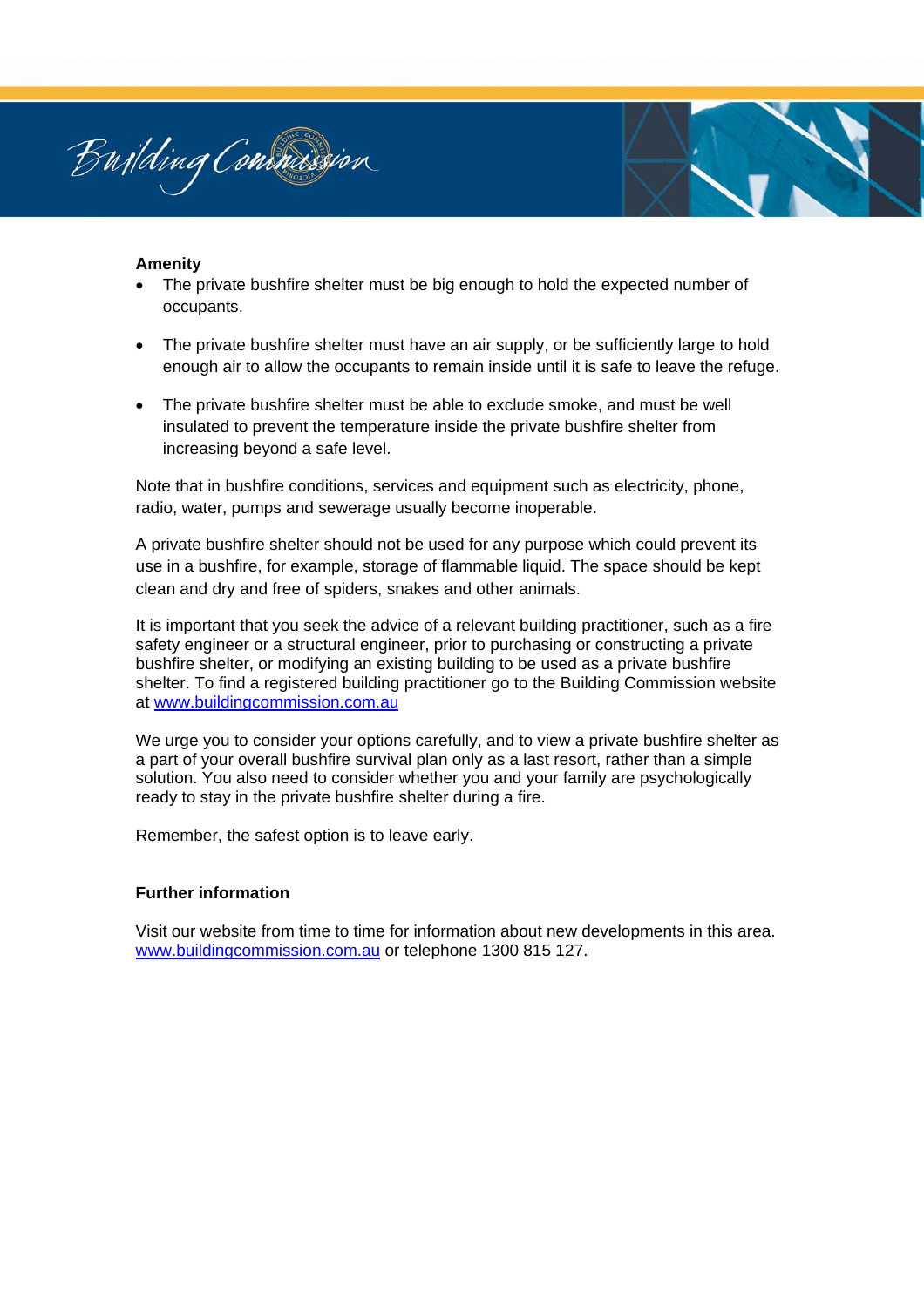**Amenity**

- The private bushfire shelter must be big enough to hold the expected number of occupants.
- The private bushfire shelter must have an air supply, or be sufficiently large to hold enough air to allow the occupants to remain inside until it is safe to leave the refuge.
- The private bushfire shelter must be able to exclude smoke, and must be well insulated to prevent the temperature inside the private bushfire shelter from increasing beyond a safe level.

Note that in bushfire conditions, services and equipment such as electricity, phone, radio, water, pumps and sewerage usually become inoperable.

A private bushfire shelter should not be used for any purpose which could prevent its use in a bushfire, for example, storage of flammable liquid. The space should be kept clean and dry and free of spiders, snakes and other animals.

It is important that you seek the advice of a relevant building practitioner, such as a fire safety engineer or a structural engineer, prior to purchasing or constructing a private bushfire shelter, or modifying an existing building to be used as a private bushfire shelter. To find a registered building practitioner go to the Building Commission website at [www.buildingcommission.com.au](http://www.buildingcommission.com.au)

We urge you to consider your options carefully, and to view a private bushfire shelter as a part of your overall bushfire survival plan only as a last resort, rather than a simple solution. You also need to consider whether you and your family are psychologically ready to stay in the private bushfire shelter during a fire.

Remember, the safest option is to leave early.

**Further information**

Visit our website from time to time for information about new developments in this area. [www.buildingcommission.com.au](http://www.buildingcommission.com.au) or telephone 1300 815 127.